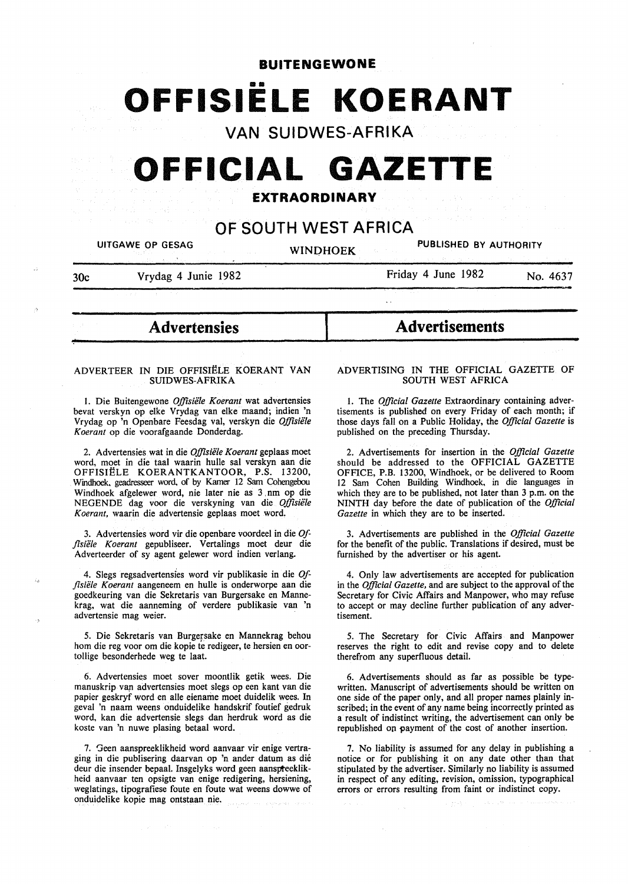# BUITENGEWONE

# OFFISIËLE KOERANT

## VAN SUIDWES-AFRIKA

# OFFICIAL GAZETTE

## EXTRAORDINARY

## OF SOUTH WEST AFRICA

UITGAWE OP GESAG — WINDHOEK — PUBLISHED BY AUTHORITY

30c — Vrydag 4 Junie 1982 — Friday 4 June 1982 — No. 4637

## Advertensies

### ADVERTEER IN DIE OFFISIËLE KOERANT VAN SUIDWES-AFRIKA

1. Die Buitengewone *Offisiële Koerant* wat advertensies bevat verskyn op elke Vrydag van elke maand; indien 'n Vrydag op 'n Openbare Feesdag val, verskyn die *Offisiële Koerant* op die voorafgaande Donderdag.

2. Advertensies wat in die *Offisiële Koerant* geplaas moet word, moet in die taal waarin hulle sal verskyn aan die OFFISIËLE KOERANTKANTOOR, P.S. 13200, Windhoek, geadresseer word, of by Kamer 12 Sam Cohengebou Windhoek afgelewer word, nie later nie as 3 nm op die NEGENDE dag voor die verskyning van die *Offisiële Koerant*, waarin die advertensie geplaas moet word.

3. Advertensies word vir die openbare voordeel in die *Offisiële Koerant* gepubliseer. Vertalings moet deur die Adverteerder of sy agent gelewer word indien verlang.

4. Slegs regsadvertensies word vir publikasie in die *Offisiële Koerant* aangeneem en hulle is onderworpe aan die goedkeuring van die Sekretaris van Burgersake en Mannekrag, wat die aanneming of verdere publikasie van 'n advertensie mag weier.

5. Die Sekretaris van Burgersake en Mannekrag behou hom die reg voor om die kopie te redigeer, te hersien en oortollige besonderhede weg te laat.

6. Advertensies moet sover moontlik getik wees. Die manuskrip van advertensies moet slegs op een kant van die papier geskryf word en alle eiename moet duidelik wees. In geval 'n naam weens onduidelike handskrif foutief gedruk word, kan die advertensie slegs dan herdruk word as die koste van 'n nuwe plasing betaal word.

7. Geen aanspreeklikheid word aanvaar vir enige vertraging in die publisering daarvan op 'n ander datum as dié deur die insender bepaal. Insgelyks word geen aanspreeklikheid aanvaar ten opsigte van enige redigering, hersiening, weglatings, tipografiese foute en foute wat weens dowwe of onduidelike kopie mag ontstaan nie.

## Advertisements

### ADVERTISING IN THE OFFICIAL GAZETTE OF SOUTH WEST AFRICA

1. The *Official Gazette* Extraordinary containing advertisements is published on every Friday of each month; if those days fall on a Public Holiday, the *Official Gazette* is published on the preceding Thursday.

2. Advertisements for insertion in the *Official Gazette* should be addressed to the OFFICIAL GAZETTE OFFICE, P.B. 13200, Windhoek, or be delivered to Room 12 Sam Cohen Building Windhoek, in die languages in which they are to be published, not later than 3 p.m. on the NINTH day before the date of publication of the *Official Gazette* in which they are to be inserted.

3. Advertisements are published in the *Official Gazette* for the benefit of the public. Translations if desired, must be furnished by the advertiser or his agent.

4. Only law advertisements are accepted for publication in the *Official Gazette*, and are subject to the approval of the Secretary for Civic Affairs and Manpower, who may refuse to accept or may decline further publication of any advertisement.

5. The Secretary for Civic Affairs and Manpower reserves the right to edit and revise copy and to delete therefrom any superfluous detail.

6. Advertisements should as far as possible be typewritten. Manuscript of advertisements should be written on one side of the paper only, and all proper names plainly inscribed; in the event of any name being incorrectly printed as a result of indistinct writing, the advertisement can only be republished on payment of the cost of another insertion.

7. No liability is assumed for any delay in publishing a notice or for publishing it on any date other than that stipulated by the advertiser. Similarly no liability is assumed in respect of any editing, revision, omission, typographical errors or errors resulting from faint or indistinct copy.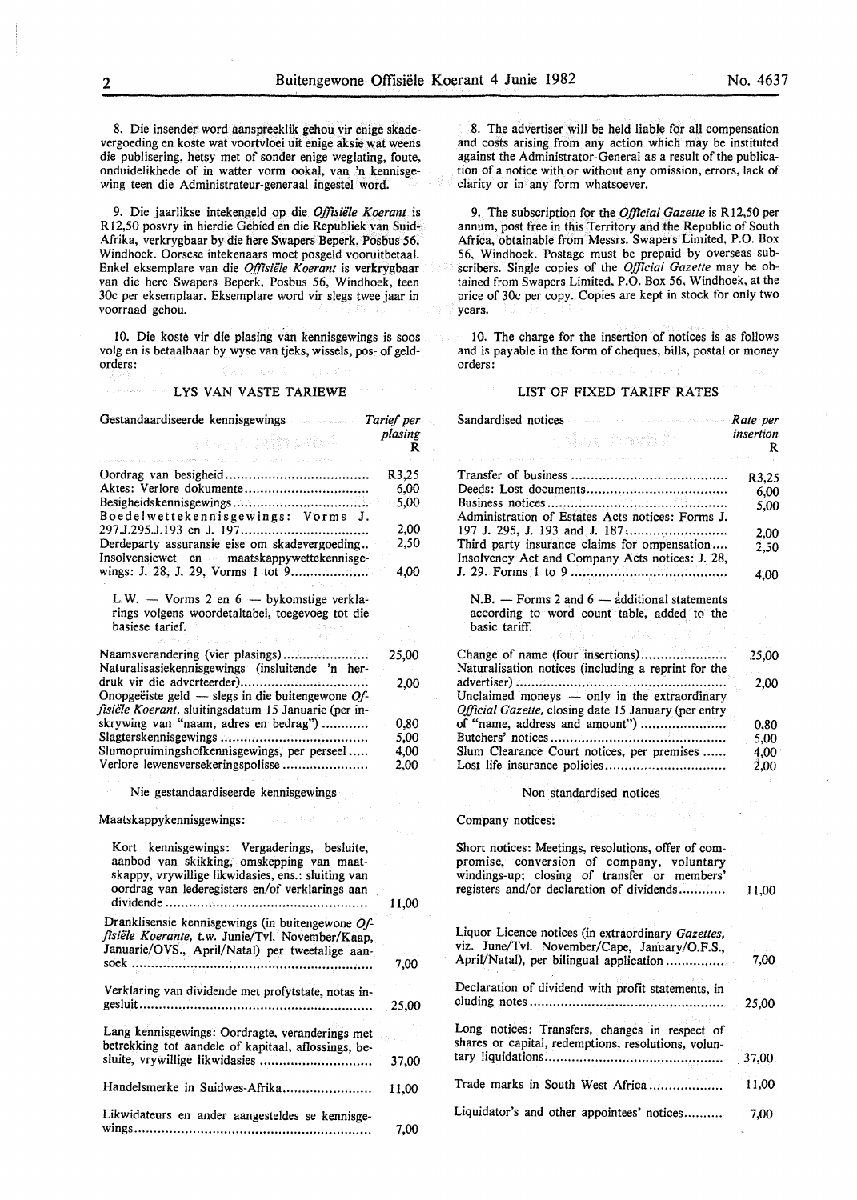8. Die insender word aanspreeklik gehou vir enige skadevergoeding en koste wat voortvloei uit enige aksie wat weens die publisering, hetsy met of sonder enige weglating, foute, onduidelikhede of in watter vorm ookal, van 'n kennisgewing teen die Administrateur-generaal ingestel word.

9. Die jaarlikse intekengeld op die *Offisiële Koerant* is R12,50 posvry in hierdie Gebied en die Republiek van Suid-Afrika, verkrygbaar by die here Swapers Beperk, Posbus 56, Windhoek. Oorsese intekenaars moet posgeld vooruitbetaal. Enkel eksemplare van die *Offisiële Koerant* is verkrygbaar van die here Swapers Beperk, Posbus 56, Windhoek, teen 30c per eksemplaar. Eksemplare word vir slegs twee jaar in voorraad gehou.

10. Die koste vir die plasing van kennisgewings is soos volg en is betaalbaar by wyse van tjeks, wissels, pos- of geldorders:

## LYS VAN VASTE TARIEWE

| Gestandaardiseerde kennisgewings | Tarief per plasing R |
|---|---|
| Oordrag van besigheid | R3,25 |
| Aktes: Verlore dokumente | 6,00 |
| Besigheidskennisgewings | 5,00 |
| Boedelwettekennisgewings: Vorms J. 297.J.295.J.193 en J. 197 | 2,00 |
| Derdeparty assuransie eise om skadevergoeding | 2,50 |
| Insolvensiewet en maatskappywettekennisgewings: J. 28, J. 29, Vorms 1 tot 9 | 4,00 |
| L.W. — Vorms 2 en 6 — bykomstige verklarings volgens woordetaltabel, toegevoeg tot die basiese tarief. | |
| Naamsverandering (vier plasings) | 25,00 |
| Naturalisasiekennisgewings (insluitende 'n herdruk vir die adverteerder) | 2,00 |
| Onopgeëiste geld — slegs in die buitengewone *Offisiële Koerant*, sluitingsdatum 15 Januarie (per inskrywing van "naam, adres en bedrag") | 0,80 |
| Slagterskennisgewings | 5,00 |
| Slumopruimingshofkennisgewings, per perseel | 4,00 |
| Verlore lewensversekeringspolisse | 2,00 |
| **Nie gestandaardiseerde kennisgewings** | |
| Maatskappykennisgewings: | |
| Kort kennisgewings: Vergaderings, besluite, aanbod van skikking, omskepping van maatskappy, vrywillige likwidasies, ens.: sluiting van oordrag van lederegisters en/of verklarings aan dividende | 11,00 |
| Dranklisensie kennisgewings (in buitengewone *Offisiële Koerante*, t.w. Junie/Tvl. November/Kaap, Januarie/OVS., April/Natal) per tweetalige aansoek | 7,00 |
| Verklaring van dividende met profytstate, notas ingesluit | 25,00 |
| Lang kennisgewings: Oordragte, veranderings met betrekking tot aandele of kapitaal, aflossings, besluite, vrywillige likwidasies | 37,00 |
| Handelsmerke in Suidwes-Afrika | 11,00 |
| Likwidateurs en ander aangesteldes se kennisgewings | 7,00 |

8. The advertiser will be held liable for all compensation and costs arising from any action which may be instituted against the Administrator-General as a result of the publication of a notice with or without any omission, errors, lack of clarity or in any form whatsoever.

9. The subscription for the *Official Gazette* is R12,50 per annum, post free in this Territory and the Republic of South Africa, obtainable from Messrs. Swapers Limited, P.O. Box 56, Windhoek. Postage must be prepaid by overseas subscribers. Single copies of the *Official Gazette* may be obtained from Swapers Limited, P.O. Box 56, Windhoek, at the price of 30c per copy. Copies are kept in stock for only two years.

10. The charge for the insertion of notices is as follows and is payable in the form of cheques, bills, postal or money orders:

## LIST OF FIXED TARIFF RATES

| Sandardised notices | Rate per insertion R |
|---|---|
| Transfer of business | R3,25 |
| Deeds: Lost documents | 6,00 |
| Business notices | 5,00 |
| Administration of Estates Acts notices: Forms J. 197 J. 295, J. 193 and J. 187 | 2,00 |
| Third party insurance claims for compensation | 2,50 |
| Insolvency Act and Company Acts notices: J. 28, J. 29. Forms 1 to 9 | 4,00 |
| N.B. — Forms 2 and 6 — additional statements according to word count table, added to the basic tariff. | |
| Change of name (four insertions) | 25,00 |
| Naturalisation notices (including a reprint for the advertiser) | 2,00 |
| Unclaimed moneys — only in the extraordinary *Official Gazette*, closing date 15 January (per entry of "name, address and amount") | 0,80 |
| Butchers' notices | 5,00 |
| Slum Clearance Court notices, per premises | 4,00 |
| Lost life insurance policies | 2,00 |
| **Non standardised notices** | |
| Company notices: | |
| Short notices: Meetings, resolutions, offer of compromise, conversion of company, voluntary windings-up; closing of transfer or members' registers and/or declaration of dividends | 11,00 |
| Liquor Licence notices (in extraordinary *Gazettes*, viz. June/Tvl. November/Cape, January/O.F.S., April/Natal), per bilingual application | 7,00 |
| Declaration of dividend with profit statements, in cluding notes | 25,00 |
| Long notices: Transfers, changes in respect of shares or capital, redemptions, resolutions, voluntary liquidations | 37,00 |
| Trade marks in South West Africa | 11,00 |
| Liquidator's and other appointees' notices | 7,00 |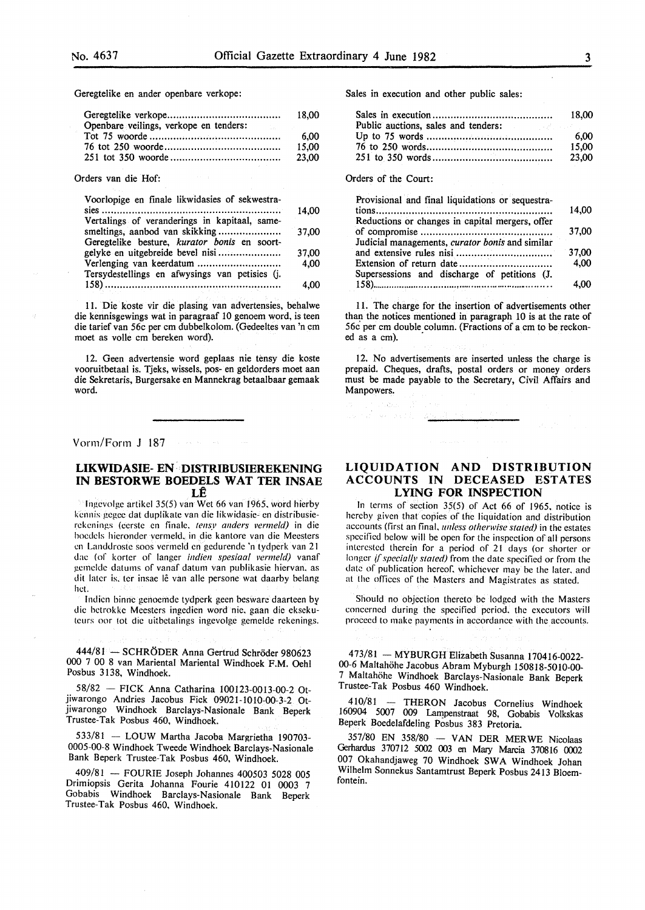Geregtelike en ander openbare verkope:

| | |
|---|---|
| Geregtelike verkope | 18,00 |
| Openbare veilings, verkope en tenders: | |
| Tot 75 woorde | 6,00 |
| 76 tot 250 woorde | 15,00 |
| 251 tot 350 woorde | 23,00 |

Orders van die Hof:

| | |
|---|---|
| Voorlopige en finale likwidasies of sekwestrasies | 14,00 |
| Vertalings of veranderings in kapitaal, samesmeltings, aanbod van skikking | 37,00 |
| Geregtelike besture, *kurator bonis* en soortgelyke en uitgebreide bevel nisi | 37,00 |
| Verlenging van keerdatum | 4,00 |
| Tersydestellings en afwysings van petisies (j. 158) | 4,00 |

11. Die koste vir die plasing van advertensies, behalwe die kennisgewings wat in paragraaf 10 genoem word, is teen die tarief van 56c per cm dubbelkolom. (Gedeeltes van 'n cm moet as volle cm bereken word).

12. Geen advertensie word geplaas nie tensy die koste vooruitbetaal is. Tjeks, wissels, pos- en geldorders moet aan die Sekretaris, Burgersake en Mannekrag betaalbaar gemaak word.

Sales in execution and other public sales:

| | |
|---|---|
| Sales in execution | 18,00 |
| Public auctions, sales and tenders: | |
| Up to 75 words | 6,00 |
| 76 to 250 words | 15,00 |
| 251 to 350 words | 23,00 |

Orders of the Court:

| | |
|---|---|
| Provisional and final liquidations or sequestrations | 14,00 |
| Reductions or changes in capital mergers, offer of compromise | 37,00 |
| Judicial managements, *curator bonis* and similar and extensive rules nisi | 37,00 |
| Extension of return date | 4,00 |
| Supersessions and discharge of petitions (J. 158) | 4,00 |

11. The charge for the insertion of advertisements other than the notices mentioned in paragraph 10 is at the rate of 56c per cm double column. (Fractions of a cm to be reckoned as a cm).

12. No advertisements are inserted unless the charge is prepaid. Cheques, drafts, postal orders or money orders must be made payable to the Secretary, Civil Affairs and Manpowers.

Vorm/Form J 187

## LIKWIDASIE- EN DISTRIBUSIEREKENING IN BESTORWE BOEDELS WAT TER INSAE LÊ

Ingevolge artikel 35(5) van Wet 66 van 1965, word hierby kennis gegee dat duplikate van die likwidasie- en distribusierekenings (eerste en finale, *tensy anders vermeld*) in die boedels hieronder vermeld, in die kantore van die Meesters en Landdroste soos vermeld en gedurende 'n tydperk van 21 dae (of korter of langer *indien spesiaal vermeld*) vanaf gemelde datums of vanaf datum van publikasie hiervan, as dit later is, ter insae lê van alle persone wat daarby belang het.

Indien binne genoemde tydperk geen besware daarteen by die betrokke Meesters ingedien word nie, gaan die eksekuteurs oor tot die uitbetalings ingevolge gemelde rekenings.

## LIQUIDATION AND DISTRIBUTION ACCOUNTS IN DECEASED ESTATES LYING FOR INSPECTION

In terms of section 35(5) of Act 66 of 1965, notice is hereby given that copies of the liquidation and distribution accounts (first an final, *unless otherwise stated*) in the estates specified below will be open for the inspection of all persons interested therein for a period of 21 days (or shorter or longer *if specially stated*) from the date specified or from the date of publication hereof, whichever may be the later, and at the offices of the Masters and Magistrates as stated.

Should no objection thereto be lodged with the Masters concerned during the specified period, the executors will proceed to make payments in accordance with the accounts.

444/81 — SCHRÖDER Anna Gertrud Schröder 980623 000 7 00 8 van Mariental Mariental Windhoek F.M. Oehl Posbus 3138, Windhoek.

58/82 — FICK Anna Catharina 100123-0013-00-2 Otjiwarongo Andries Jacobus Fick 09021-1010-00-3-2 Otjiwarongo Windhoek Barclays-Nasionale Bank Beperk Trustee-Tak Posbus 460, Windhoek.

533/81 — LOUW Martha Jacoba Margrietha 190703-0005-00-8 Windhoek Tweede Windhoek Barclays-Nasionale Bank Beperk Trustee-Tak Posbus 460, Windhoek.

409/81 — FOURIE Joseph Johannes 400503 5028 005 Drimiopsis Gerita Johanna Fourie 410122 01 0003 7 Gobabis Windhoek Barclays-Nasionale Bank Beperk Trustee-Tak Posbus 460, Windhoek.

473/81 — MYBURGH Elizabeth Susanna 170416-0022-00-6 Maltahöhe Jacobus Abram Myburgh 150818-5010-00-7 Maltahöhe Windhoek Barclays-Nasionale Bank Beperk Trustee-Tak Posbus 460 Windhoek.

410/81 — THERON Jacobus Cornelius Windhoek 160904 5007 009 Lampenstraat 98, Gobabis Volkskas Beperk Boedelafdeling Posbus 383 Pretoria.

357/80 EN 358/80 — VAN DER MERWE Nicolaas Gerhardus 370712 5002 003 en Mary Marcia 370816 0002 007 Okahandjaweg 70 Windhoek SWA Windhoek Johan Wilhelm Sonnekus Santamtrust Beperk Posbus 2413 Bloemfontein.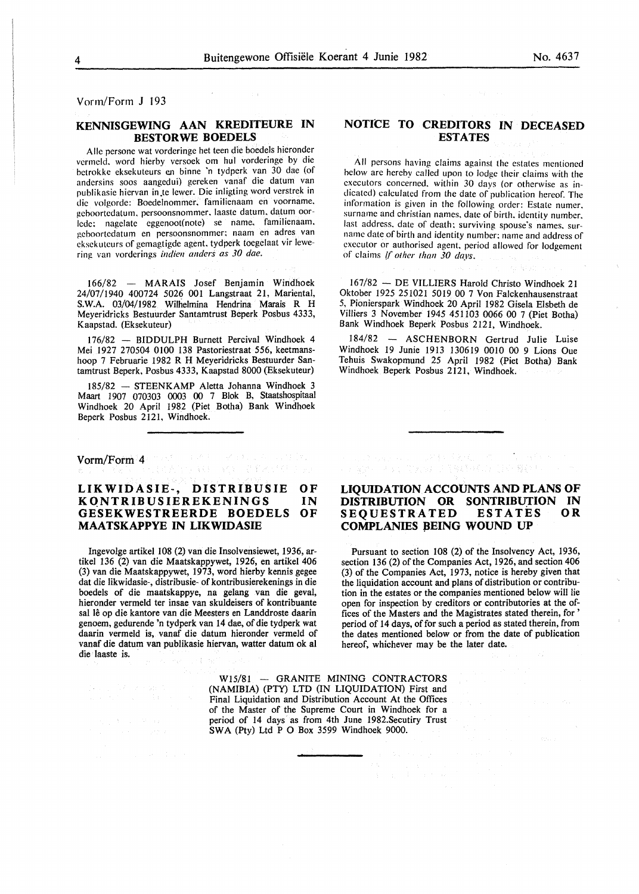Vorm/Form J 193

## KENNISGEWING AAN KREDITEURE IN BESTORWE BOEDELS

Alle persone wat vorderinge het teen die boedels hieronder vermeld, word hierby versoek om hul vorderinge by die betrokke eksekuteurs en binne 'n tydperk van 30 dae (of andersins soos aangedui) gereken vanaf die datum van publikasie hiervan in te lewer. Die inligting word verstrek in die volgorde: Boedelnommer, familienaam en voorname, geboortedatum, persoonsnommer, laaste datum, datum oorlede; nagelate eggenoot(note) se name, familienaam, geboortedatum en persoonsnommer; naam en adres van eksekuteurs of gemagtigde agent, tydperk toegelaat vir lewering van vorderings *indien anders as 30 dae.*

166/82 — MARAIS Josef Benjamin Windhoek 24/07/1940 400724 5026 001 Langstraat 21, Mariental, S.W.A. 03/04/1982 Wilhelmina Hendrina Marais R H Meyeridricks Bestuurder Santamtrust Beperk Posbus 4333, Kaapstad. (Eksekuteur)

176/82 — BIDDULPH Burnett Percival Windhoek 4 Mei 1927 270504 0100 138 Pastoriestraat 556, keetmanshoop 7 Februarie 1982 R H Meyeridricks Bestuurder Santamtrust Beperk, Posbus 4333, Kaapstad 8000 (Eksekuteur)

185/82 — STEENKAMP Aletta Johanna Windhoek 3 Maart 1907 070303 0003 00 7 Blok B, Staatshospitaal Windhoek 20 April 1982 (Piet Botha) Bank Windhoek Beperk Posbus 2121, Windhoek.

## NOTICE TO CREDITORS IN DECEASED ESTATES

All persons having claims against the estates mentioned below are hereby called upon to lodge their claims with the executors concerned, within 30 days (or otherwise as indicated) calculated from the date of publication hereof. The information is given in the following order: Estate numer, surname and christian names, date of birth, identity number, last address, date of death; surviving spouse's names, surname date of birth and identity number; name and address of executor or authorised agent, period allowed for lodgement of claims *if other than 30 days.*

167/82 — DE VILLIERS Harold Christo Windhoek 21 Oktober 1925 251021 5019 00 7 Von Falckenhausenstraat 5, Pionierspark Windhoek 20 April 1982 Gisela Elsbeth de Villiers 3 November 1945 451103 0066 00 7 (Piet Botha) Bank Windhoek Beperk Posbus 2121, Windhoek.

184/82 — ASCHENBORN Gertrud Julie Luise Windhoek 19 Junie 1913 130619 0010 00 9 Lions Oue Tehuis Swakopmund 25 April 1982 (Piet Botha) Bank Windhoek Beperk Posbus 2121, Windhoek.

Vorm/Form 4

## LIKWIDASIE-, DISTRIBUSIE OF KONTRIBUSIEREKENINGS IN GESEKWESTREERDE BOEDELS OF MAATSKAPPYE IN LIKWIDASIE

Ingevolge artikel 108 (2) van die Insolvensiewet, 1936, artikel 136 (2) van die Maatskappywet, 1926, en artikel 406 (3) van die Maatskappywet, 1973, word hierby kennis gegee dat die likwidasie-, distribusie- of kontribusierekenings in die boedels of die maatskappye, na gelang van die geval, hieronder vermeld ter insae van skuldeisers of kontribuante sal lê op die kantore van die Meesters en Landdroste daarin genoem, gedurende 'n tydperk van 14 dae, of die tydperk wat daarin vermeld is, vanaf die datum hieronder vermeld of vanaf die datum van publikasie hiervan, watter datum ok al die laaste is.

## LIQUIDATION ACCOUNTS AND PLANS OF DISTRIBUTION OR SONTRIBUTION IN SEQUESTRATED ESTATES OR COMPLANIES BEING WOUND UP

Pursuant to section 108 (2) of the Insolvency Act, 1936, section 136 (2) of the Companies Act, 1926, and section 406 (3) of the Companies Act, 1973, notice is hereby given that the liquidation account and plans of distribution or contribution in the estates or the companies mentioned below will lie open for inspection by creditors or contributories at the offices of the Masters and the Magistrates stated therein, for ' period of 14 days, of for such a period as stated therein, from the dates mentioned below or from the date of publication hereof, whichever may be the later date.

W15/81 — GRANITE MINING CONTRACTORS (NAMIBIA) (PTY) LTD (IN LIQUIDATION) First and Final Liquidation and Distribution Account At the Offices of the Master of the Supreme Court in Windhoek for a period of 14 days as from 4th June 1982.Secutiry Trust SWA (Pty) Ltd P O Box 3599 Windhoek 9000.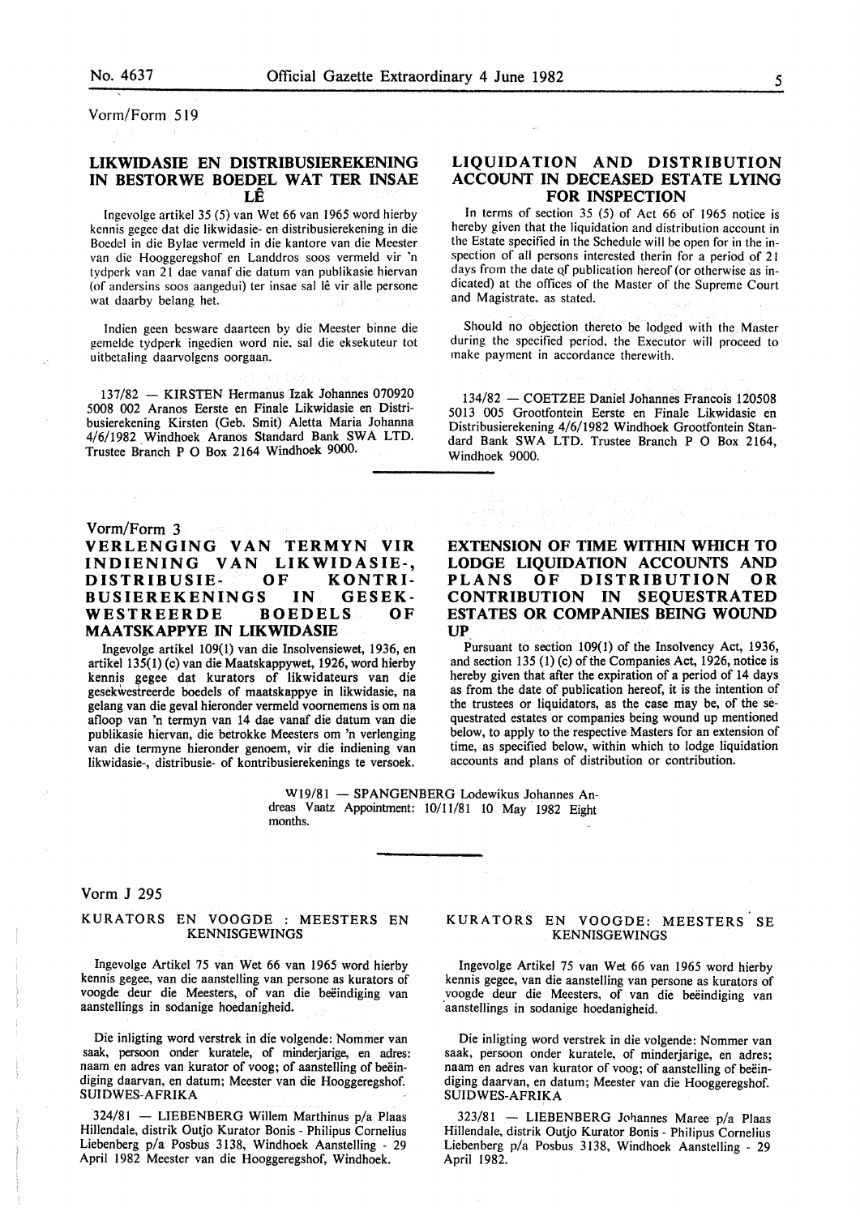Vorm/Form 519

## LIKWIDASIE EN DISTRIBUSIEREKENING IN BESTORWE BOEDEL WAT TER INSAE LÊ

Ingevolge artikel 35 (5) van Wet 66 van 1965 word hierby kennis gegee dat die likwidasie- en distribusierekening in die Boedel in die Bylae vermeld in die kantore van die Meester van die Hooggeregshof en Landdros soos vermeld vir 'n tydperk van 21 dae vanaf die datum van publikasie hiervan (of andersins soos aangedui) ter insae sal lê vir alle persone wat daarby belang het.

Indien geen besware daarteen by die Meester binne die gemelde tydperk ingedien word nie, sal die eksekuteur tot uitbetaling daarvolgens oorgaan.

137/82 — KIRSTEN Hermanus Izak Johannes 070920 5008 002 Aranos Eerste en Finale Likwidasie en Distribusierekening Kirsten (Geb. Smit) Aletta Maria Johanna 4/6/1982 Windhoek Aranos Standard Bank SWA LTD. Trustee Branch P O Box 2164 Windhoek 9000.

## LIQUIDATION AND DISTRIBUTION ACCOUNT IN DECEASED ESTATE LYING FOR INSPECTION

In terms of section 35 (5) of Act 66 of 1965 notice is hereby given that the liquidation and distribution account in the Estate specified in the Schedule will be open for in the inspection of all persons interested therin for a period of 21 days from the date of publication hereof (or otherwise as indicated) at the offices of the Master of the Supreme Court and Magistrate, as stated.

Should no objection thereto be lodged with the Master during the specified period, the Executor will proceed to make payment in accordance therewith.

134/82 — COETZEE Daniel Johannes Francois 120508 5013 005 Grootfontein Eerste en Finale Likwidasie en Distribusierekening 4/6/1982 Windhoek Grootfontein Standard Bank SWA LTD. Trustee Branch P O Box 2164, Windhoek 9000.

Vorm/Form 3

## VERLENGING VAN TERMYN VIR INDIENING VAN LIKWIDASIE-, DISTRIBUSIE- OF KONTRIBUSIEREKENINGS IN GESEKWESTREERDE BOEDELS OF MAATSKAPPYE IN LIKWIDASIE

Ingevolge artikel 109(1) van die Insolvensiewet, 1936, en artikel 135(1) (c) van die Maatskappywet, 1926, word hierby kennis gegee dat kurators of likwidateurs van die gesekwestreerde boedels of maatskappye in likwidasie, na gelang van die geval hieronder vermeld voornemens is om na afloop van 'n termyn van 14 dae vanaf die datum van die publikasie hiervan, die betrokke Meesters om 'n verlenging van die termyne hieronder genoem, vir die indiening van likwidasie-, distribusie- of kontribusierekenings te versoek.

## EXTENSION OF TIME WITHIN WHICH TO LODGE LIQUIDATION ACCOUNTS AND PLANS OF DISTRIBUTION OR CONTRIBUTION IN SEQUESTRATED ESTATES OR COMPANIES BEING WOUND UP

Pursuant to section 109(1) of the Insolvency Act, 1936, and section 135 (1) (c) of the Companies Act, 1926, notice is hereby given that after the expiration of a period of 14 days as from the date of publication hereof, it is the intention of the trustees or liquidators, as the case may be, of the sequestrated estates or companies being wound up mentioned below, to apply to the respective Masters for an extension of time, as specified below, within which to lodge liquidation accounts and plans of distribution or contribution.

W19/81 — SPANGENBERG Lodewikus Johannes Andreas Vaatz Appointment: 10/11/81 10 May 1982 Eight months.

Vorm J 295

### KURATORS EN VOOGDE : MEESTERS EN KENNISGEWINGS

Ingevolge Artikel 75 van Wet 66 van 1965 word hierby kennis gegee, van die aanstelling van persone as kurators of voogde deur die Meesters, of van die beëindiging van aanstellings in sodanige hoedanigheid.

Die inligting word verstrek in die volgende: Nommer van saak, persoon onder kuratele, of minderjarige, en adres: naam en adres van kurator of voog; of aanstelling of beëindiging daarvan, en datum; Meester van die Hooggeregshof. SUIDWES-AFRIKA

324/81 — LIEBENBERG Willem Marthinus p/a Plaas Hillendale, distrik Outjo Kurator Bonis - Philipus Cornelius Liebenberg p/a Posbus 3138, Windhoek Aanstelling - 29 April 1982 Meester van die Hooggeregshof, Windhoek.

### KURATORS EN VOOGDE: MEESTERS SE KENNISGEWINGS

Ingevolge Artikel 75 van Wet 66 van 1965 word hierby kennis gegee, van die aanstelling van persone as kurators of voogde deur die Meesters, of van die beëindiging van aanstellings in sodanige hoedanigheid.

Die inligting word verstrek in die volgende: Nommer van saak, persoon onder kuratele, of minderjarige, en adres; naam en adres van kurator of voog; of aanstelling of beëindiging daarvan, en datum; Meester van die Hooggeregshof. SUIDWES-AFRIKA

323/81 — LIEBENBERG Johannes Maree p/a Plaas Hillendale, distrik Outjo Kurator Bonis - Philipus Cornelius Liebenberg p/a Posbus 3138, Windhoek Aanstelling - 29 April 1982.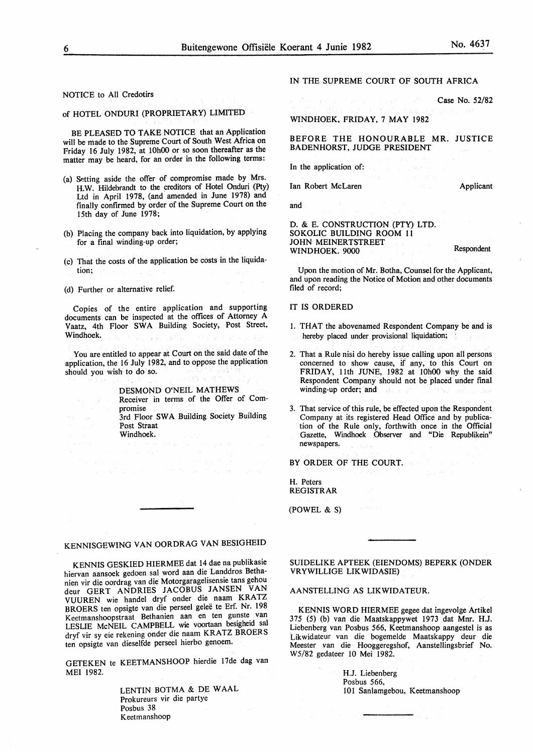NOTICE to All Credotirs

of HOTEL ONDURI (PROPRIETARY) LIMITED

BE PLEASED TO TAKE NOTICE that an Application will be made to the Supreme Court of South West Africa on Friday 16 July 1982, at 10h00 or so soon thereafter as the matter may be heard, for an order in the following terms:

(a) Setting aside the offer of compromise made by Mrs. H.W. Hildebrandt to the creditors of Hotel Onduri (Pty) Ltd in April 1978, (and amended in June 1978) and finally confirmed by order of the Supreme Court on the 15th day of June 1978;

(b) Placing the company back into liquidation, by applying for a final winding-up order;

(c) That the costs of the application be costs in the liquidation;

(d) Further or alternative relief.

Copies of the entire application and supporting documents can be inspected at the offices of Attorney A Vaatz, 4th Floor SWA Building Society, Post Street, Windhoek.

You are entitled to appear at Court on the said date of the application, the 16 July 1982, and to oppose the application should you wish to do so.

DESMOND O'NEIL MATHEWS
Receiver in terms of the Offer of Compromise
3rd Floor SWA Building Society Building
Post Straat
Windhoek.

---

KENNISGEWING VAN OORDRAG VAN BESIGHEID

KENNIS GESKIED HIERMEE dat 14 dae na publikasie hiervan aansoek gedoen sal word aan die Landdros Bethanien vir die oordrag van die Motorgaragelisensie tans gehou deur GERT ANDRIES JACOBUS JANSEN VAN VUUREN wie handel dryf onder die naam KRATZ BROERS ten opsigte van die perseel geleë te Erf. Nr. 198 Keetmanshoopstraat Bethanien aan en ten gunste van LESLIE McNEIL CAMPBELL wie voortaan besigheid sal dryf vir sy eie rekening onder die naam KRATZ BROERS ten opsigte van dieselfde perseel hierbo genoem.

GETEKEN te KEETMANSHOOP hierdie 17de dag van MEI 1982.

LENTIN BOTMA & DE WAAL
Prokureurs vir die partye
Posbus 38
Keetmanshoop

---

IN THE SUPREME COURT OF SOUTH AFRICA

Case No. 52/82

WINDHOEK, FRIDAY, 7 MAY 1982

BEFORE THE HONOURABLE MR. JUSTICE BADENHORST, JUDGE PRESIDENT

In the application of:

Ian Robert McLaren — Applicant

and

D. & E. CONSTRUCTION (PTY) LTD.
SOKOLIC BUILDING ROOM 11
JOHN MEINERTSTREET
WINDHOEK. 9000 — Respondent

Upon the motion of Mr. Botha, Counsel for the Applicant, and upon reading the Notice of Motion and other documents filed of record;

IT IS ORDERED

1. THAT the abovenamed Respondent Company be and is hereby placed under provisional liquidation;

2. That a Rule nisi do hereby issue calling upon all persons concerned to show cause, if any, to this Court on FRIDAY, 11th JUNE, 1982 at 10h00 why the said Respondent Company should not be placed under final winding-up order; and

3. That service of this rule, be effected upon the Respondent Company at its registered Head Office and by publication of the Rule only, forthwith once in the Official Gazette, Windhoek Observer and "Die Republikein" newspapers.

BY ORDER OF THE COURT.

H. Peters
REGISTRAR

(POWEL & S)

---

SUIDELIKE APTEEK (EIENDOMS) BEPERK (ONDER VRYWILLIGE LIKWIDASIE)

AANSTELLING AS LIKWIDATEUR.

KENNIS WORD HIERMEE gegee dat ingevolge Artikel 375 (5) (b) van die Maatskappywet 1973 dat Mnr. H.J. Liebenberg van Posbus 566, Keetmanshoop aangestel is as Likwidateur van die bogemelde Maatskappy deur die Meester van die Hooggeregshof, Aanstellingsbrief No. W5/82 gedateer 10 Mei 1982.

H.J. Liebenberg
Posbus 566,
101 Sanlamgebou, Keetmanshoop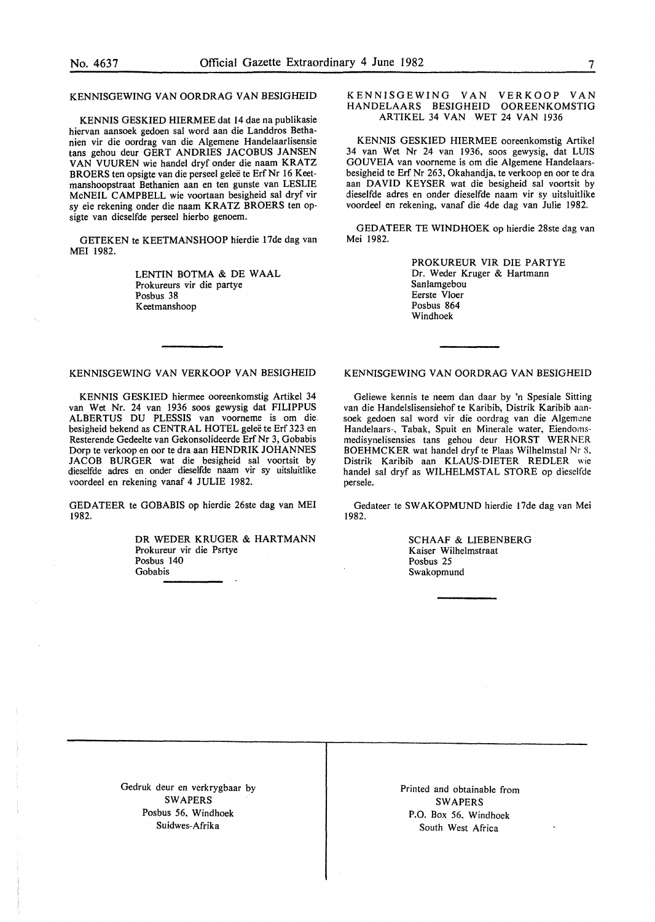## KENNISGEWING VAN OORDRAG VAN BESIGHEID

KENNIS GESKIED HIERMEE dat 14 dae na publikasie hiervan aansoek gedoen sal word aan die Landdros Bethanien vir die oordrag van die Algemene Handelaarlisensie tans gehou deur GERT ANDRIES JACOBUS JANSEN VAN VUUREN wie handel dryf onder die naam KRATZ BROERS ten opsigte van die perseel geleë te Erf Nr 16 Keetmanshoopstraat Bethanien aan en ten gunste van LESLIE McNEIL CAMPBELL wie voortaan besigheid sal dryf vir sy eie rekening onder die naam KRATZ BROERS ten opsigte van dieselfde perseel hierbo genoem.

GETEKEN te KEETMANSHOOP hierdie 17de dag van MEI 1982.

LENTIN BOTMA & DE WAAL
Prokureurs vir die partye
Posbus 38
Keetmanshoop

## KENNISGEWING VAN VERKOOP VAN HANDELAARS BESIGHEID OOREENKOMSTIG ARTIKEL 34 VAN WET 24 VAN 1936

KENNIS GESKIED HIERMEE ooreenkomstig Artikel 34 van Wet Nr 24 van 1936, soos gewysig, dat LUIS GOUVEIA van voorneme is om die Algemene Handelaarsbesigheid te Erf Nr 263, Okahandja, te verkoop en oor te dra aan DAVID KEYSER wat die besigheid sal voortsit by dieselfde adres en onder dieselfde naam vir sy uitsluitlike voordeel en rekening, vanaf die 4de dag van Julie 1982.

GEDATEER TE WINDHOEK op hierdie 28ste dag van Mei 1982.

PROKUREUR VIR DIE PARTYE
Dr. Weder Kruger & Hartmann
Sanlamgebou
Eerste Vloer
Posbus 864
Windhoek

## KENNISGEWING VAN VERKOOP VAN BESIGHEID

KENNIS GESKIED hiermee ooreenkomstig Artikel 34 van Wet Nr. 24 van 1936 soos gewysig dat FILIPPUS ALBERTUS DU PLESSIS van voorneme is om die besigheid bekend as CENTRAL HOTEL geleë te Erf 323 en Resterende Gedeelte van Gekonsolideerde Erf Nr 3, Gobabis Dorp te verkoop en oor te dra aan HENDRIK JOHANNES JACOB BURGER wat die besigheid sal voortsit by dieselfde adres en onder dieselfde naam vir sy uitsluitlike voordeel en rekening vanaf 4 JULIE 1982.

GEDATEER te GOBABIS op hierdie 26ste dag van MEI 1982.

DR WEDER KRUGER & HARTMANN
Prokureur vir die Psrtye
Posbus 140
Gobabis

## KENNISGEWING VAN OORDRAG VAN BESIGHEID

Geliewe kennis te neem dan daar by 'n Spesiale Sitting van die Handelslisensiehof te Karibib, Distrik Karibib aansoek gedoen sal word vir die oordrag van die Algemene Handelaars-, Tabak, Spuit en Minerale water, Eiendomsmedisynelisensies tans gehou deur HORST WERNER BOEHMCKER wat handel dryf te Plaas Wilhelmstal Nr 8, Distrik Karibib aan KLAUS-DIETER REDLER wie handel sal dryf as WILHELMSTAL STORE op dieselfde persele.

Gedateer te SWAKOPMUND hierdie 17de dag van Mei 1982.

SCHAAF & LIEBENBERG
Kaiser Wilhelmstraat
Posbus 25
Swakopmund

---

Gedruk deur en verkrygbaar by
SWAPERS
Posbus 56, Windhoek
Suidwes-Afrika

Printed and obtainable from
SWAPERS
P.O. Box 56, Windhoek
South West Africa